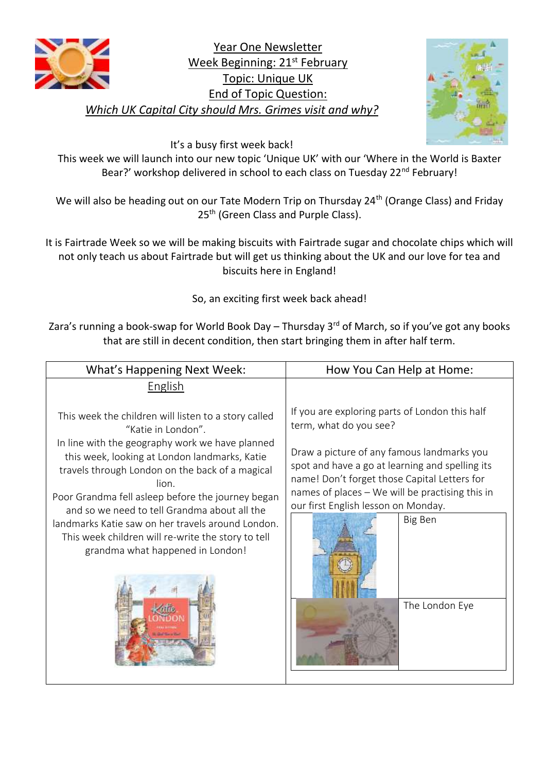# Year One Newsletter

## Week Beginning: 21st February

## Topic: Unique UK

## End of Topic Question:

*Which UK Capital City should Mrs. Grimes visit and why?*

It's a busy first week back!

This week we will launch into our new topic 'Unique UK' with our 'Where in the World is Baxter Bear?' workshop delivered in school to each class on Tuesday 22nd February!

We will also be heading out on our Tate Modern Trip on Thursday 24th (Orange Class) and Friday 25th (Green Class and Purple Class).

It is Fairtrade Week so we will be making biscuits with Fairtrade sugar and chocolate chips which will not only teach us about Fairtrade but will get us thinking about the UK and our love for tea and biscuits here in England!

So, an exciting first week back ahead!

Zara's running a book-swap for World Book Day – Thursday 3rd of March, so if you've got any books that are still in decent condition, then start bringing them in after half term.

| What's Happening Next Week: | How You Can Help at Home: |
|---|---|
| **English**<br><br>This week the children will listen to a story called "Katie in London".<br>In line with the geography work we have planned this week, looking at London landmarks, Katie travels through London on the back of a magical lion.<br>Poor Grandma fell asleep before the journey began and so we need to tell Grandma about all the landmarks Katie saw on her travels around London.<br>This week children will re-write the story to tell grandma what happened in London! | If you are exploring parts of London this half term, what do you see?<br><br>Draw a picture of any famous landmarks you spot and have a go at learning and spelling its name! Don't forget those Capital Letters for names of places – We will be practising this in our first English lesson on Monday.<br><br>Big Ben<br><br>The London Eye |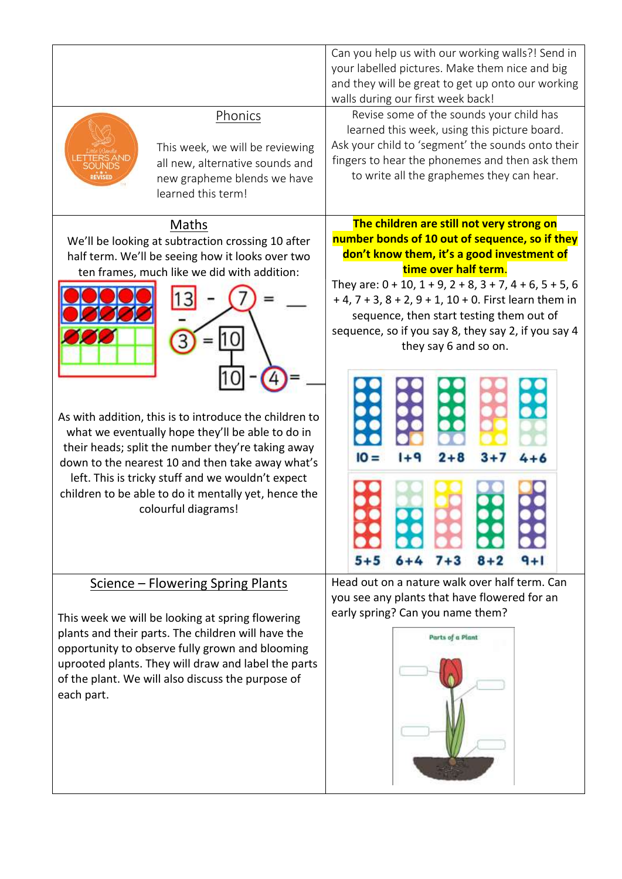| | |
|---|---|
| | Can you help us with our working walls?! Send in your labelled pictures. Make them nice and big and they will be great to get up onto our working walls during our first week back! |
| **Phonics**<br><br>This week, we will be reviewing all new, alternative sounds and new grapheme blends we have learned this term! | Revise some of the sounds your child has learned this week, using this picture board. Ask your child to 'segment' the sounds onto their fingers to hear the phonemes and then ask them to write all the graphemes they can hear. |
| **Maths**<br><br>We'll be looking at subtraction crossing 10 after half term. We'll be seeing how it looks over two ten frames, much like we did with addition:<br><br>$13 - 7 = \_\_$<br>$3 = 10$<br>$10 - 4 = \_\_$<br><br>As with addition, this is to introduce the children to what we eventually hope they'll be able to do in their heads; split the number they're taking away down to the nearest 10 and then take away what's left. This is tricky stuff and we wouldn't expect children to be able to do it mentally yet, hence the colourful diagrams! | **The children are still not very strong on number bonds of 10 out of sequence, so if they don't know them, it's a good investment of time over half term.**<br><br>They are: 0 + 10, 1 + 9, 2 + 8, 3 + 7, 4 + 6, 5 + 5, 6 + 4, 7 + 3, 8 + 2, 9 + 1, 10 + 0. First learn them in sequence, then start testing them out of sequence, so if you say 8, they say 2, if you say 4 they say 6 and so on.<br><br>10 = 1+9 2+8 3+7 4+6<br>5+5 6+4 7+3 8+2 9+1 |
| **Science – Flowering Spring Plants**<br><br>This week we will be looking at spring flowering plants and their parts. The children will have the opportunity to observe fully grown and blooming uprooted plants. They will draw and label the parts of the plant. We will also discuss the purpose of each part. | Head out on a nature walk over half term. Can you see any plants that have flowered for an early spring? Can you name them?<br><br>Parts of a Plant |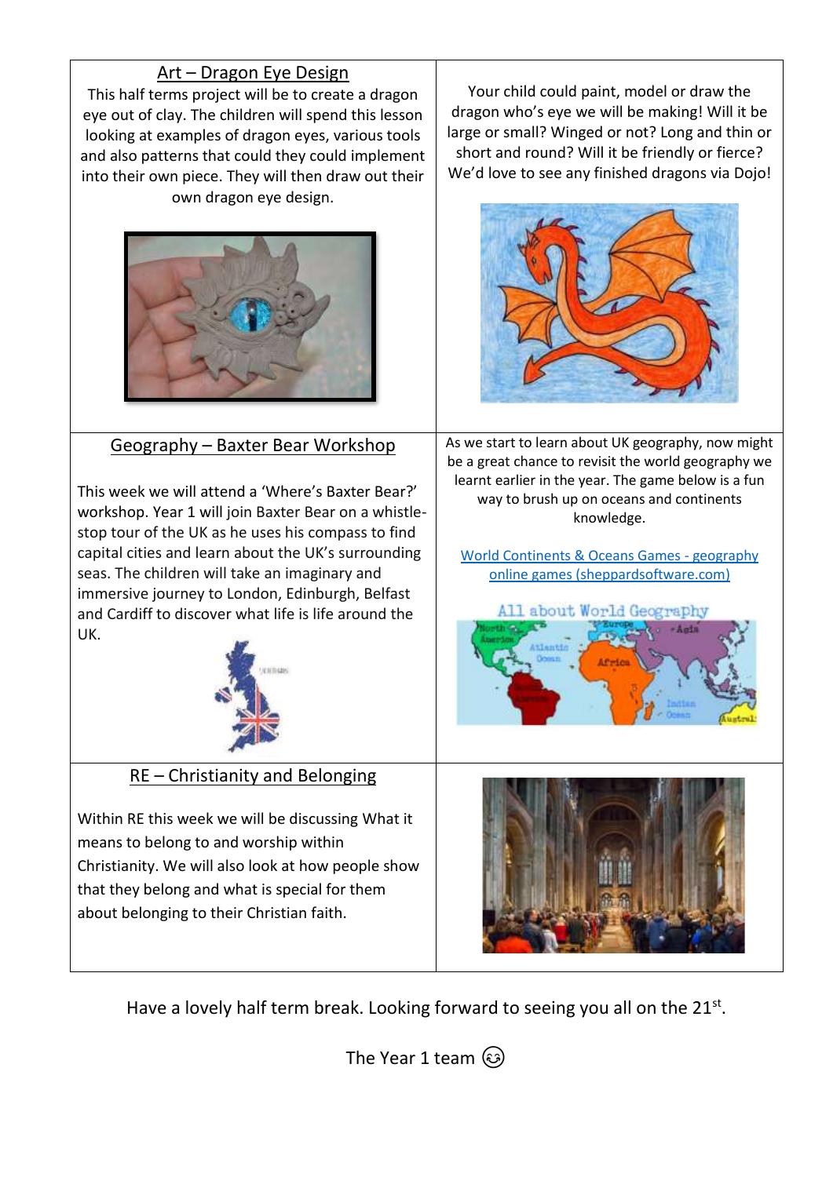## Art – Dragon Eye Design

This half terms project will be to create a dragon eye out of clay. The children will spend this lesson looking at examples of dragon eyes, various tools and also patterns that could they could implement into their own piece. They will then draw out their own dragon eye design.

Your child could paint, model or draw the dragon who's eye we will be making! Will it be large or small? Winged or not? Long and thin or short and round? Will it be friendly or fierce? We'd love to see any finished dragons via Dojo!

## Geography – Baxter Bear Workshop

This week we will attend a 'Where's Baxter Bear?' workshop. Year 1 will join Baxter Bear on a whistle-stop tour of the UK as he uses his compass to find capital cities and learn about the UK's surrounding seas. The children will take an imaginary and immersive journey to London, Edinburgh, Belfast and Cardiff to discover what life is life around the UK.

As we start to learn about UK geography, now might be a great chance to revisit the world geography we learnt earlier in the year. The game below is a fun way to brush up on oceans and continents knowledge.

[World Continents & Oceans Games - geography online games (sheppardsoftware.com)]

## RE – Christianity and Belonging

Within RE this week we will be discussing What it means to belong to and worship within Christianity. We will also look at how people show that they belong and what is special for them about belonging to their Christian faith.

Have a lovely half term break. Looking forward to seeing you all on the 21st.

The Year 1 team 😊